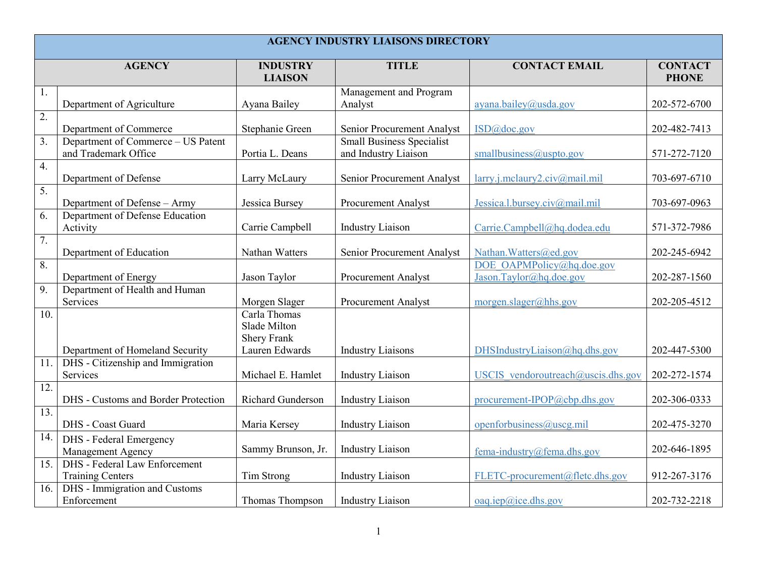| AGENCY INDUSTRY LIAISONS DIRECTORY | | | | | |
|---|---|---|---|---|---|
| | AGENCY | INDUSTRY LIAISON | TITLE | CONTACT EMAIL | CONTACT PHONE |
| 1. | Department of Agriculture | Ayana Bailey | Management and Program Analyst | ayana.bailey@usda.gov | 202-572-6700 |
| 2. | Department of Commerce | Stephanie Green | Senior Procurement Analyst | ISD@doc.gov | 202-482-7413 |
| 3. | Department of Commerce – US Patent and Trademark Office | Portia L. Deans | Small Business Specialist and Industry Liaison | smallbusiness@uspto.gov | 571-272-7120 |
| 4. | Department of Defense | Larry McLaury | Senior Procurement Analyst | larry.j.mclaury2.civ@mail.mil | 703-697-6710 |
| 5. | Department of Defense – Army | Jessica Bursey | Procurement Analyst | Jessica.l.bursey.civ@mail.mil | 703-697-0963 |
| 6. | Department of Defense Education Activity | Carrie Campbell | Industry Liaison | Carrie.Campbell@hq.dodea.edu | 571-372-7986 |
| 7. | Department of Education | Nathan Watters | Senior Procurement Analyst | Nathan.Watters@ed.gov | 202-245-6942 |
| 8. | Department of Energy | Jason Taylor | Procurement Analyst | DOE_OAPMPolicy@hq.doe.gov Jason.Taylor@hq.doe.gov | 202-287-1560 |
| 9. | Department of Health and Human Services | Morgen Slager | Procurement Analyst | morgen.slager@hhs.gov | 202-205-4512 |
| 10. | Department of Homeland Security | Carla Thomas Slade Milton Shery Frank Lauren Edwards | Industry Liaisons | DHSIndustryLiaison@hq.dhs.gov | 202-447-5300 |
| 11. | DHS - Citizenship and Immigration Services | Michael E. Hamlet | Industry Liaison | USCIS_vendoroutreach@uscis.dhs.gov | 202-272-1574 |
| 12. | DHS - Customs and Border Protection | Richard Gunderson | Industry Liaison | procurement-IPOP@cbp.dhs.gov | 202-306-0333 |
| 13. | DHS - Coast Guard | Maria Kersey | Industry Liaison | openforbusiness@uscg.mil | 202-475-3270 |
| 14. | DHS - Federal Emergency Management Agency | Sammy Brunson, Jr. | Industry Liaison | fema-industry@fema.dhs.gov | 202-646-1895 |
| 15. | DHS - Federal Law Enforcement Training Centers | Tim Strong | Industry Liaison | FLETC-procurement@fletc.dhs.gov | 912-267-3176 |
| 16. | DHS - Immigration and Customs Enforcement | Thomas Thompson | Industry Liaison | oaq.iep@ice.dhs.gov | 202-732-2218 |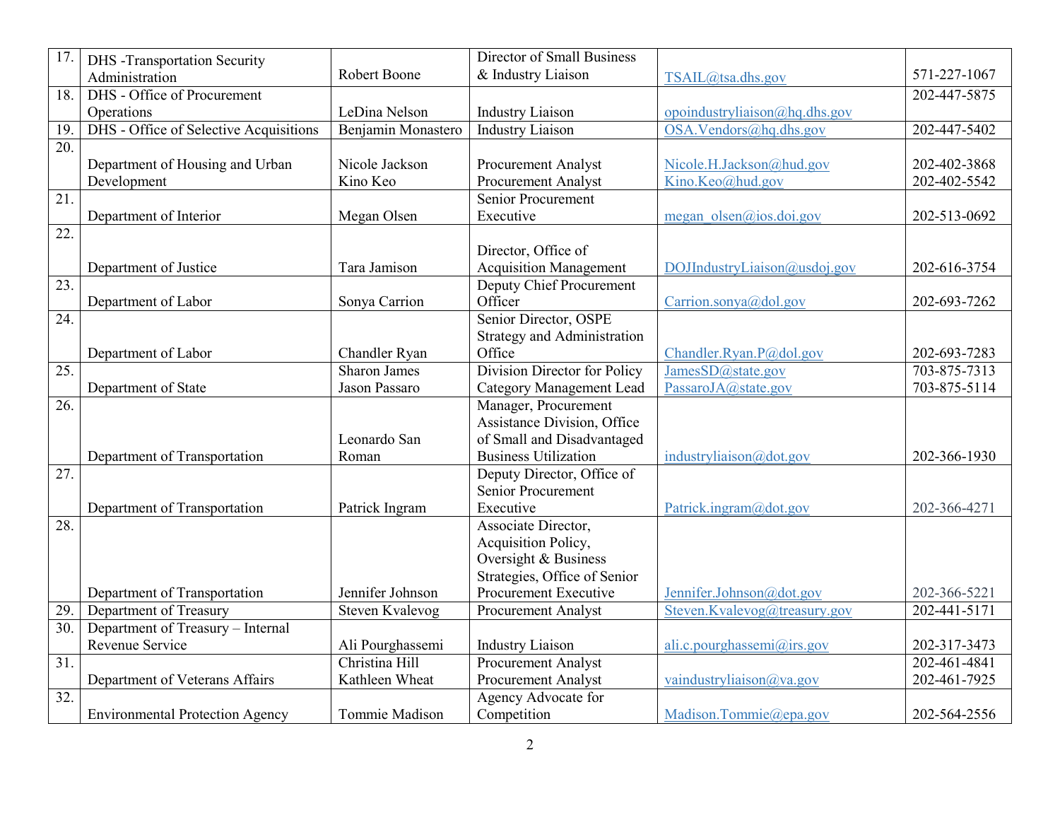| | | | | | |
|---|---|---|---|---|---|
| 17. | DHS -Transportation Security Administration | Robert Boone | Director of Small Business & Industry Liaison | TSAIL@tsa.dhs.gov | 571-227-1067 |
| 18. | DHS - Office of Procurement Operations | LeDina Nelson | Industry Liaison | opoindustryliaison@hq.dhs.gov | 202-447-5875 |
| 19. | DHS - Office of Selective Acquisitions | Benjamin Monastero | Industry Liaison | OSA.Vendors@hq.dhs.gov | 202-447-5402 |
| 20. | Department of Housing and Urban Development | Nicole Jackson<br>Kino Keo | Procurement Analyst<br>Procurement Analyst | Nicole.H.Jackson@hud.gov<br>Kino.Keo@hud.gov | 202-402-3868<br>202-402-5542 |
| 21. | Department of Interior | Megan Olsen | Senior Procurement Executive | megan_olsen@ios.doi.gov | 202-513-0692 |
| 22. | Department of Justice | Tara Jamison | Director, Office of Acquisition Management | DOJIndustryLiaison@usdoj.gov | 202-616-3754 |
| 23. | Department of Labor | Sonya Carrion | Deputy Chief Procurement Officer | Carrion.sonya@dol.gov | 202-693-7262 |
| 24. | Department of Labor | Chandler Ryan | Senior Director, OSPE Strategy and Administration Office | Chandler.Ryan.P@dol.gov | 202-693-7283 |
| 25. | Department of State | Sharon James<br>Jason Passaro | Division Director for Policy<br>Category Management Lead | JamesSD@state.gov<br>PassaroJA@state.gov | 703-875-7313<br>703-875-5114 |
| 26. | Department of Transportation | Leonardo San Roman | Manager, Procurement Assistance Division, Office of Small and Disadvantaged Business Utilization | industryliaison@dot.gov | 202-366-1930 |
| 27. | Department of Transportation | Patrick Ingram | Deputy Director, Office of Senior Procurement Executive | Patrick.ingram@dot.gov | 202-366-4271 |
| 28. | Department of Transportation | Jennifer Johnson | Associate Director, Acquisition Policy, Oversight & Business Strategies, Office of Senior Procurement Executive | Jennifer.Johnson@dot.gov | 202-366-5221 |
| 29. | Department of Treasury | Steven Kvalevog | Procurement Analyst | Steven.Kvalevog@treasury.gov | 202-441-5171 |
| 30. | Department of Treasury – Internal Revenue Service | Ali Pourghassemi | Industry Liaison | ali.c.pourghassemi@irs.gov | 202-317-3473 |
| 31. | Department of Veterans Affairs | Christina Hill<br>Kathleen Wheat | Procurement Analyst<br>Procurement Analyst | vaindustryliaison@va.gov | 202-461-4841<br>202-461-7925 |
| 32. | Environmental Protection Agency | Tommie Madison | Agency Advocate for Competition | Madison.Tommie@epa.gov | 202-564-2556 |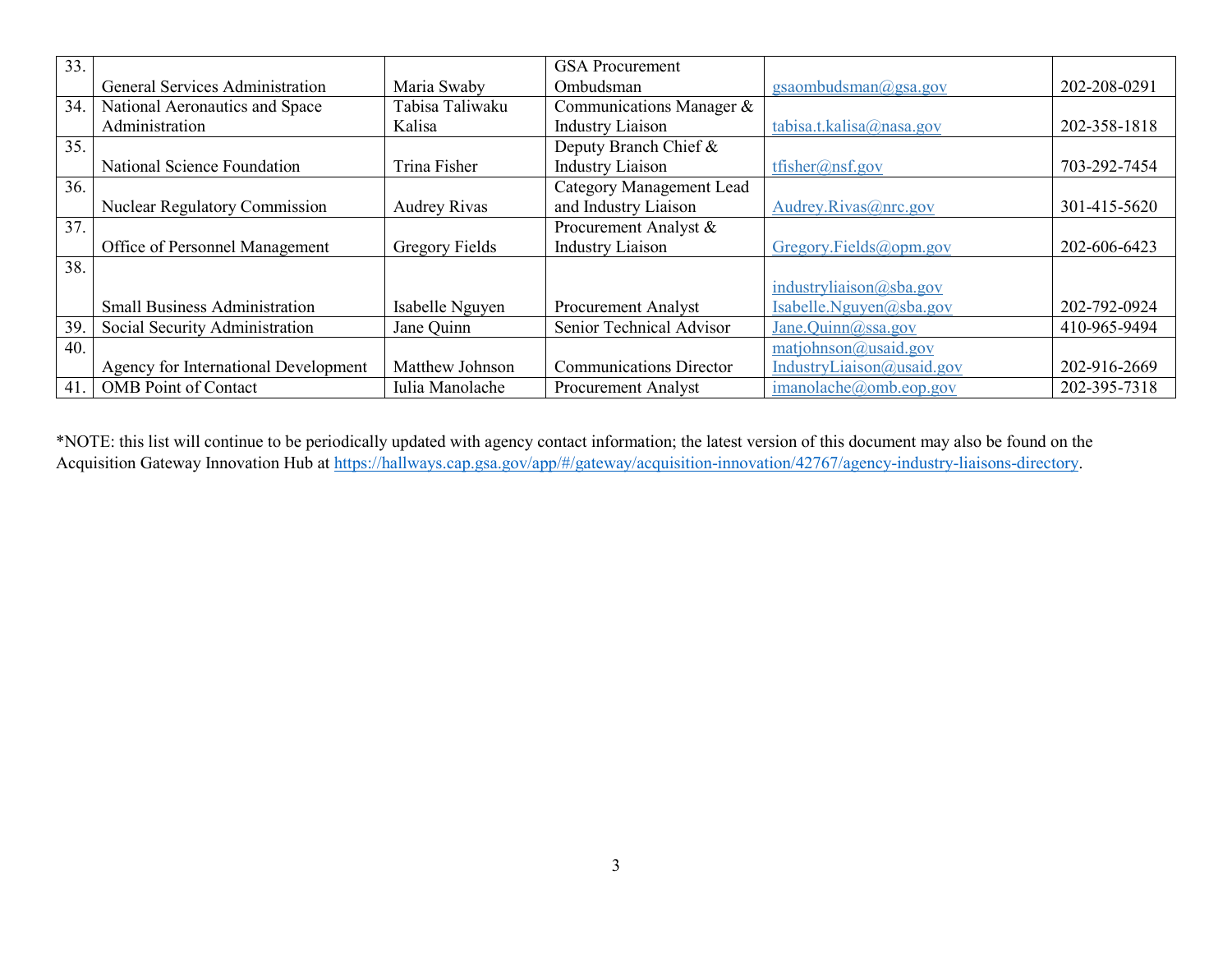| | | | | | |
|---|---|---|---|---|---|
| 33. | General Services Administration | Maria Swaby | GSA Procurement Ombudsman | gsaombudsman@gsa.gov | 202-208-0291 |
| 34. | National Aeronautics and Space Administration | Tabisa Taliwaku Kalisa | Communications Manager & Industry Liaison | tabisa.t.kalisa@nasa.gov | 202-358-1818 |
| 35. | National Science Foundation | Trina Fisher | Deputy Branch Chief & Industry Liaison | tfisher@nsf.gov | 703-292-7454 |
| 36. | Nuclear Regulatory Commission | Audrey Rivas | Category Management Lead and Industry Liaison | Audrey.Rivas@nrc.gov | 301-415-5620 |
| 37. | Office of Personnel Management | Gregory Fields | Procurement Analyst & Industry Liaison | Gregory.Fields@opm.gov | 202-606-6423 |
| 38. | Small Business Administration | Isabelle Nguyen | Procurement Analyst | industryliaison@sba.gov Isabelle.Nguyen@sba.gov | 202-792-0924 |
| 39. | Social Security Administration | Jane Quinn | Senior Technical Advisor | Jane.Quinn@ssa.gov | 410-965-9494 |
| 40. | Agency for International Development | Matthew Johnson | Communications Director | matjohnson@usaid.gov IndustryLiaison@usaid.gov | 202-916-2669 |
| 41. | OMB Point of Contact | Iulia Manolache | Procurement Analyst | imanolache@omb.eop.gov | 202-395-7318 |

*NOTE: this list will continue to be periodically updated with agency contact information; the latest version of this document may also be found on the Acquisition Gateway Innovation Hub at https://hallways.cap.gsa.gov/app/#/gateway/acquisition-innovation/42767/agency-industry-liaisons-directory.